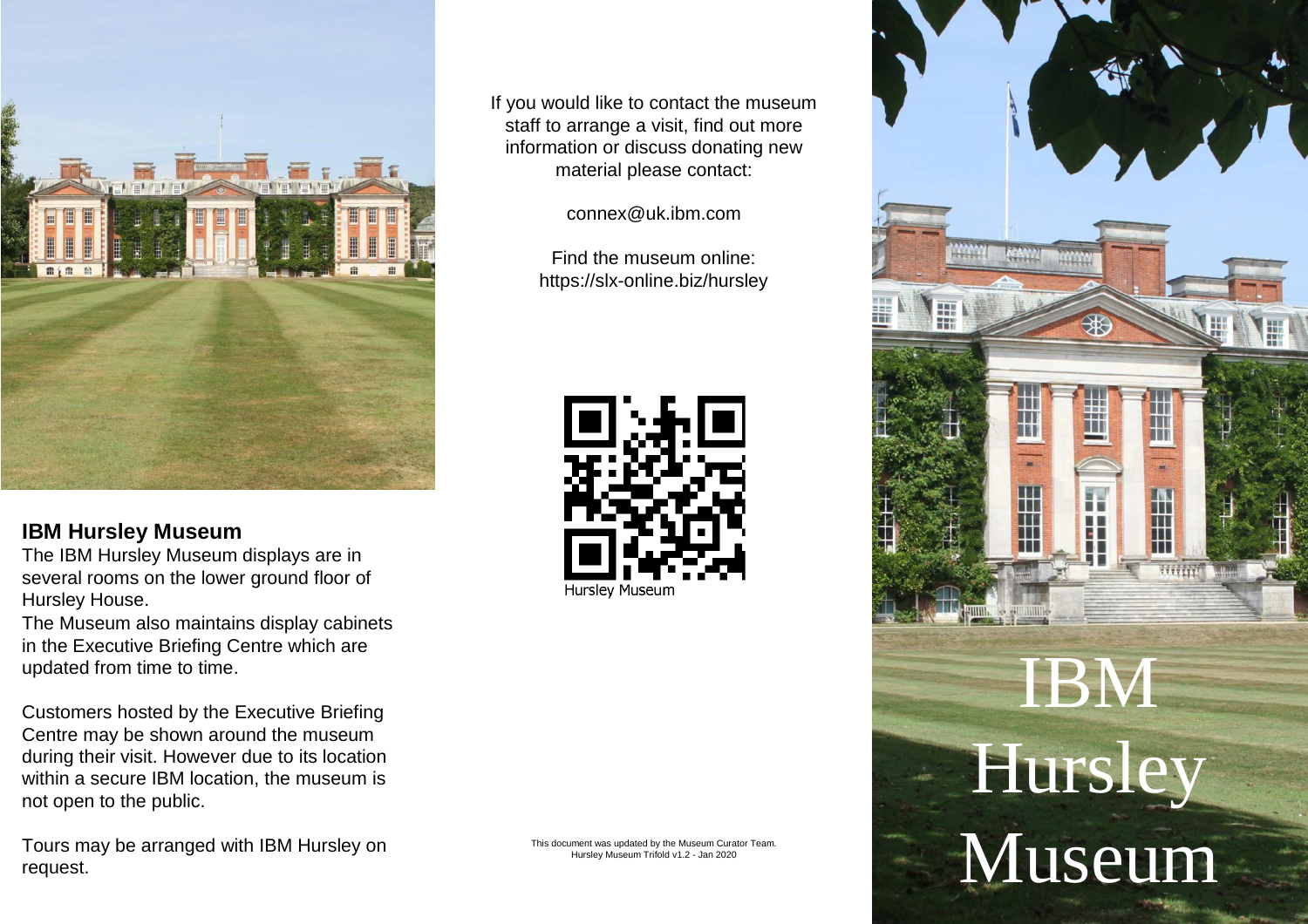# IBM Hursley Museum

## IBM Hursley Museum

The IBM Hursley Museum displays are in several rooms on the lower ground floor of Hursley House.

The Museum also maintains display cabinets in the Executive Briefing Centre which are updated from time to time.

Customers hosted by the Executive Briefing Centre may be shown around the museum during their visit. However due to its location within a secure IBM location, the museum is not open to the public.

Tours may be arranged with IBM Hursley on request.

If you would like to contact the museum staff to arrange a visit, find out more information or discuss donating new material please contact:

connex@uk.ibm.com

Find the museum online:
https://slx-online.biz/hursley

Hursley Museum

This document was updated by the Museum Curator Team.
Hursley Museum Trifold v1.2 - Jan 2020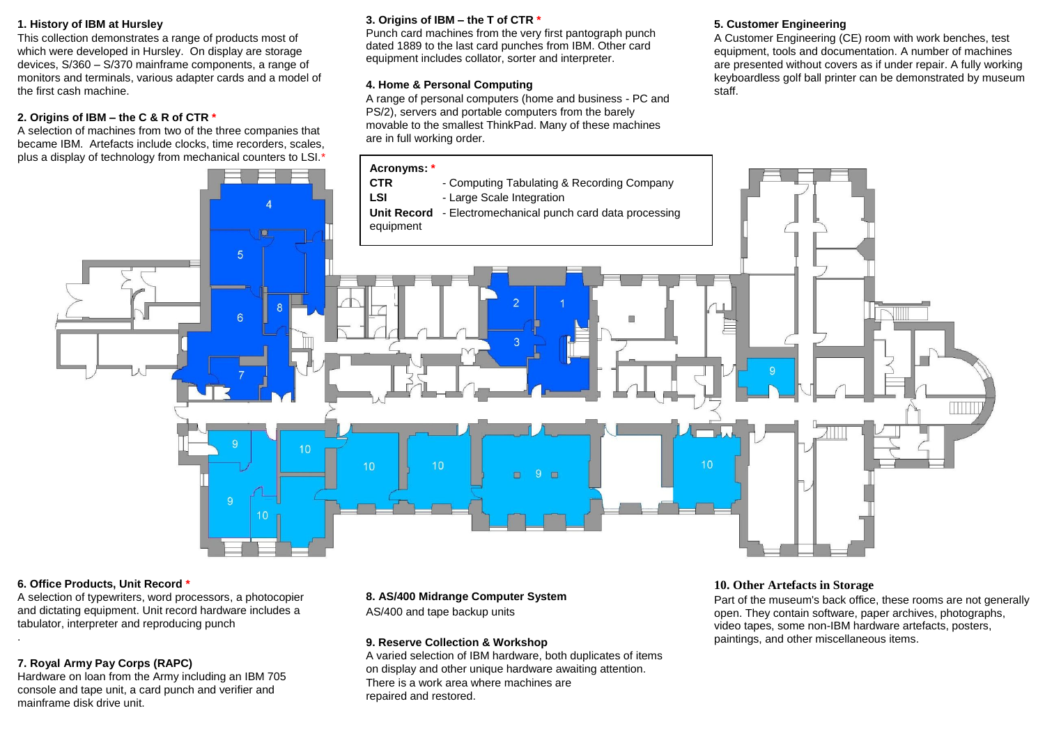## 1. History of IBM at Hursley

This collection demonstrates a range of products most of which were developed in Hursley. On display are storage devices, S/360 – S/370 mainframe components, a range of monitors and terminals, various adapter cards and a model of the first cash machine.

## 2. Origins of IBM – the C & R of CTR *

A selection of machines from two of the three companies that became IBM. Artefacts include clocks, time recorders, scales, plus a display of technology from mechanical counters to LSI.*

## 3. Origins of IBM – the T of CTR *

Punch card machines from the very first pantograph punch dated 1889 to the last card punches from IBM. Other card equipment includes collator, sorter and interpreter.

## 4. Home & Personal Computing

A range of personal computers (home and business - PC and PS/2), servers and portable computers from the barely movable to the smallest ThinkPad. Many of these machines are in full working order.

## 5. Customer Engineering

A Customer Engineering (CE) room with work benches, test equipment, tools and documentation. A number of machines are presented without covers as if under repair. A fully working keyboardless golf ball printer can be demonstrated by museum staff.

**Acronyms: ***

| | |
|---|---|
| **CTR** | - Computing Tabulating & Recording Company |
| **LSI** | - Large Scale Integration |
| **Unit Record** equipment | - Electromechanical punch card data processing |

4

5

6

7

8

2

1

3

9

9

10

10

10

9

10

9

10

10

## 6. Office Products, Unit Record *

A selection of typewriters, word processors, a photocopier and dictating equipment. Unit record hardware includes a tabulator, interpreter and reproducing punch

.

## 7. Royal Army Pay Corps (RAPC)

Hardware on loan from the Army including an IBM 705 console and tape unit, a card punch and verifier and mainframe disk drive unit.

## 8. AS/400 Midrange Computer System

AS/400 and tape backup units

## 9. Reserve Collection & Workshop

A varied selection of IBM hardware, both duplicates of items on display and other unique hardware awaiting attention. There is a work area where machines are repaired and restored.

## 10. Other Artefacts in Storage

Part of the museum's back office, these rooms are not generally open. They contain software, paper archives, photographs, video tapes, some non-IBM hardware artefacts, posters, paintings, and other miscellaneous items.